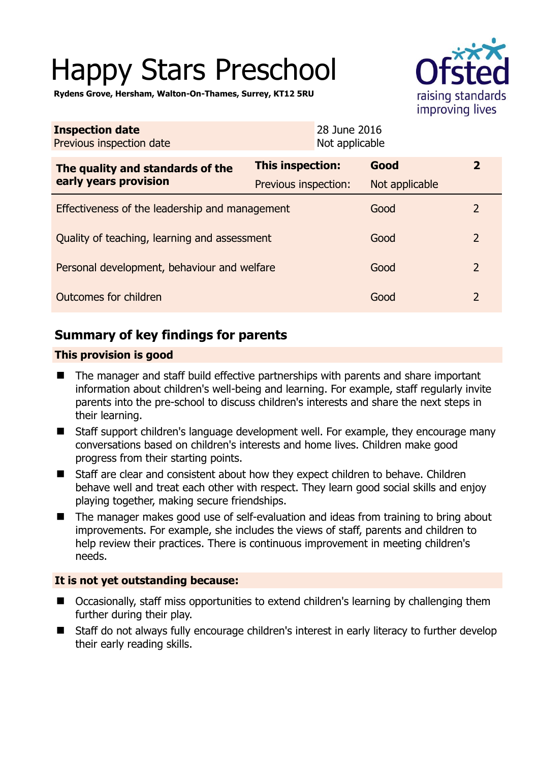# Happy Stars Preschool

**Rydens Grove, Hersham, Walton-On-Thames, Surrey, KT12 5RU**

| **Inspection date** | 28 June 2016 |
| --- | --- |
| Previous inspection date | Not applicable |

| **The quality and standards of the early years provision** | **This inspection:** | **Good** | **2** |
| --- | --- | --- | --- |
| | Previous inspection: | Not applicable | |
| Effectiveness of the leadership and management | | Good | 2 |
| Quality of teaching, learning and assessment | | Good | 2 |
| Personal development, behaviour and welfare | | Good | 2 |
| Outcomes for children | | Good | 2 |

## Summary of key findings for parents

### This provision is good

- The manager and staff build effective partnerships with parents and share important information about children's well-being and learning. For example, staff regularly invite parents into the pre-school to discuss children's interests and share the next steps in their learning.
- Staff support children's language development well. For example, they encourage many conversations based on children's interests and home lives. Children make good progress from their starting points.
- Staff are clear and consistent about how they expect children to behave. Children behave well and treat each other with respect. They learn good social skills and enjoy playing together, making secure friendships.
- The manager makes good use of self-evaluation and ideas from training to bring about improvements. For example, she includes the views of staff, parents and children to help review their practices. There is continuous improvement in meeting children's needs.

### It is not yet outstanding because:

- Occasionally, staff miss opportunities to extend children's learning by challenging them further during their play.
- Staff do not always fully encourage children's interest in early literacy to further develop their early reading skills.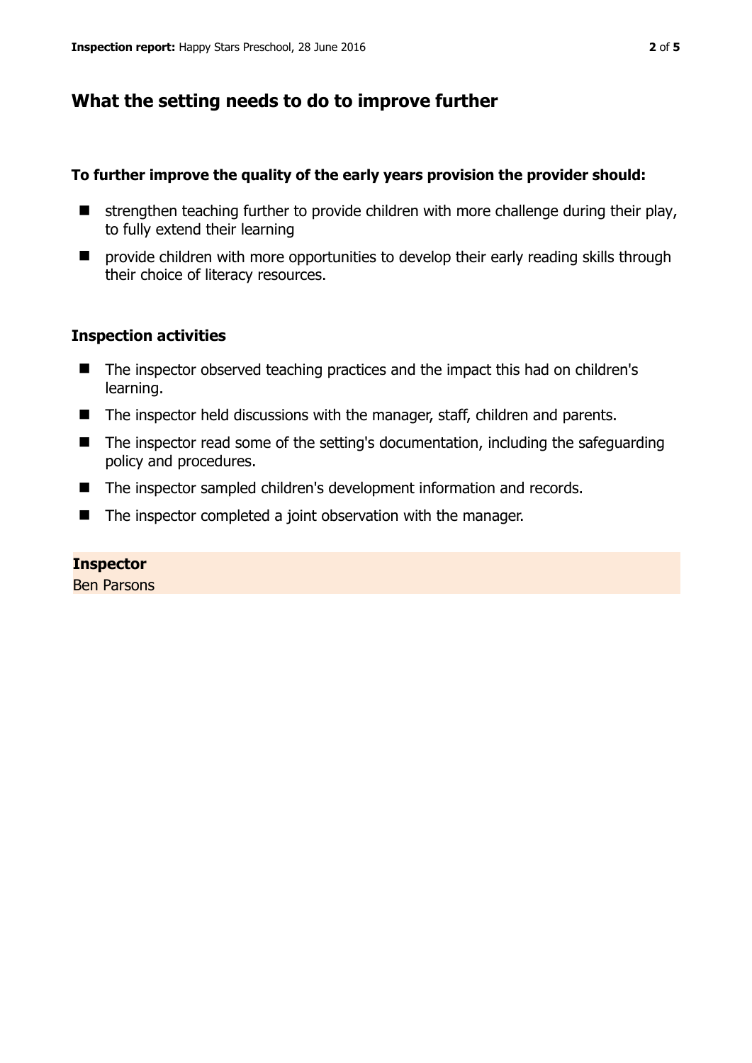## What the setting needs to do to improve further

**To further improve the quality of the early years provision the provider should:**

- strengthen teaching further to provide children with more challenge during their play, to fully extend their learning
- provide children with more opportunities to develop their early reading skills through their choice of literacy resources.

### Inspection activities

- The inspector observed teaching practices and the impact this had on children's learning.
- The inspector held discussions with the manager, staff, children and parents.
- The inspector read some of the setting's documentation, including the safeguarding policy and procedures.
- The inspector sampled children's development information and records.
- The inspector completed a joint observation with the manager.

**Inspector**
Ben Parsons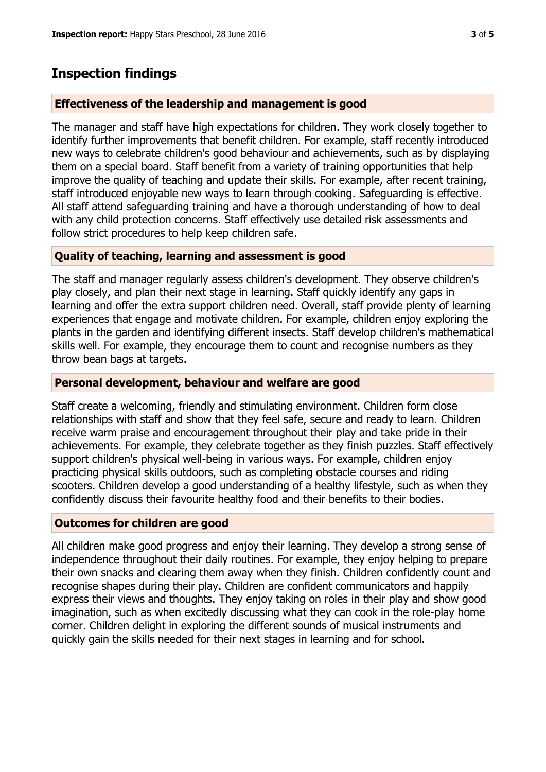## Inspection findings

### Effectiveness of the leadership and management is good

The manager and staff have high expectations for children. They work closely together to identify further improvements that benefit children. For example, staff recently introduced new ways to celebrate children's good behaviour and achievements, such as by displaying them on a special board. Staff benefit from a variety of training opportunities that help improve the quality of teaching and update their skills. For example, after recent training, staff introduced enjoyable new ways to learn through cooking. Safeguarding is effective. All staff attend safeguarding training and have a thorough understanding of how to deal with any child protection concerns. Staff effectively use detailed risk assessments and follow strict procedures to help keep children safe.

### Quality of teaching, learning and assessment is good

The staff and manager regularly assess children's development. They observe children's play closely, and plan their next stage in learning. Staff quickly identify any gaps in learning and offer the extra support children need. Overall, staff provide plenty of learning experiences that engage and motivate children. For example, children enjoy exploring the plants in the garden and identifying different insects. Staff develop children's mathematical skills well. For example, they encourage them to count and recognise numbers as they throw bean bags at targets.

### Personal development, behaviour and welfare are good

Staff create a welcoming, friendly and stimulating environment. Children form close relationships with staff and show that they feel safe, secure and ready to learn. Children receive warm praise and encouragement throughout their play and take pride in their achievements. For example, they celebrate together as they finish puzzles. Staff effectively support children's physical well-being in various ways. For example, children enjoy practicing physical skills outdoors, such as completing obstacle courses and riding scooters. Children develop a good understanding of a healthy lifestyle, such as when they confidently discuss their favourite healthy food and their benefits to their bodies.

### Outcomes for children are good

All children make good progress and enjoy their learning. They develop a strong sense of independence throughout their daily routines. For example, they enjoy helping to prepare their own snacks and clearing them away when they finish. Children confidently count and recognise shapes during their play. Children are confident communicators and happily express their views and thoughts. They enjoy taking on roles in their play and show good imagination, such as when excitedly discussing what they can cook in the role-play home corner. Children delight in exploring the different sounds of musical instruments and quickly gain the skills needed for their next stages in learning and for school.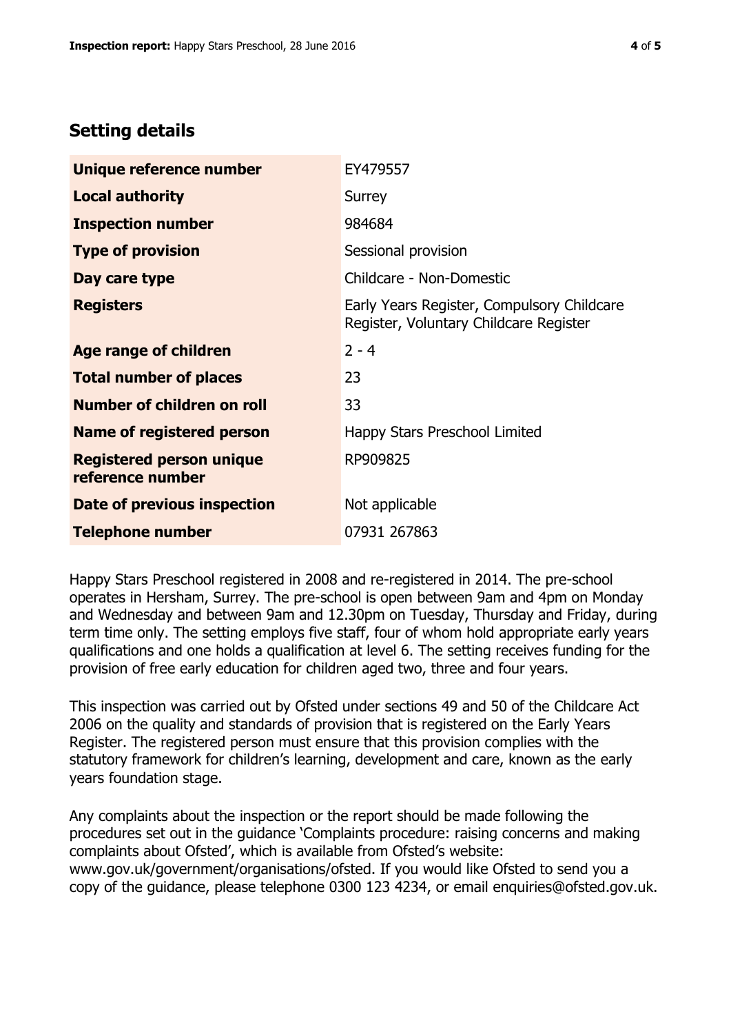## Setting details

| | |
|---|---|
| **Unique reference number** | EY479557 |
| **Local authority** | Surrey |
| **Inspection number** | 984684 |
| **Type of provision** | Sessional provision |
| **Day care type** | Childcare - Non-Domestic |
| **Registers** | Early Years Register, Compulsory Childcare Register, Voluntary Childcare Register |
| **Age range of children** | 2 - 4 |
| **Total number of places** | 23 |
| **Number of children on roll** | 33 |
| **Name of registered person** | Happy Stars Preschool Limited |
| **Registered person unique reference number** | RP909825 |
| **Date of previous inspection** | Not applicable |
| **Telephone number** | 07931 267863 |

Happy Stars Preschool registered in 2008 and re-registered in 2014. The pre-school operates in Hersham, Surrey. The pre-school is open between 9am and 4pm on Monday and Wednesday and between 9am and 12.30pm on Tuesday, Thursday and Friday, during term time only. The setting employs five staff, four of whom hold appropriate early years qualifications and one holds a qualification at level 6. The setting receives funding for the provision of free early education for children aged two, three and four years.

This inspection was carried out by Ofsted under sections 49 and 50 of the Childcare Act 2006 on the quality and standards of provision that is registered on the Early Years Register. The registered person must ensure that this provision complies with the statutory framework for children's learning, development and care, known as the early years foundation stage.

Any complaints about the inspection or the report should be made following the procedures set out in the guidance 'Complaints procedure: raising concerns and making complaints about Ofsted', which is available from Ofsted's website: www.gov.uk/government/organisations/ofsted. If you would like Ofsted to send you a copy of the guidance, please telephone 0300 123 4234, or email enquiries@ofsted.gov.uk.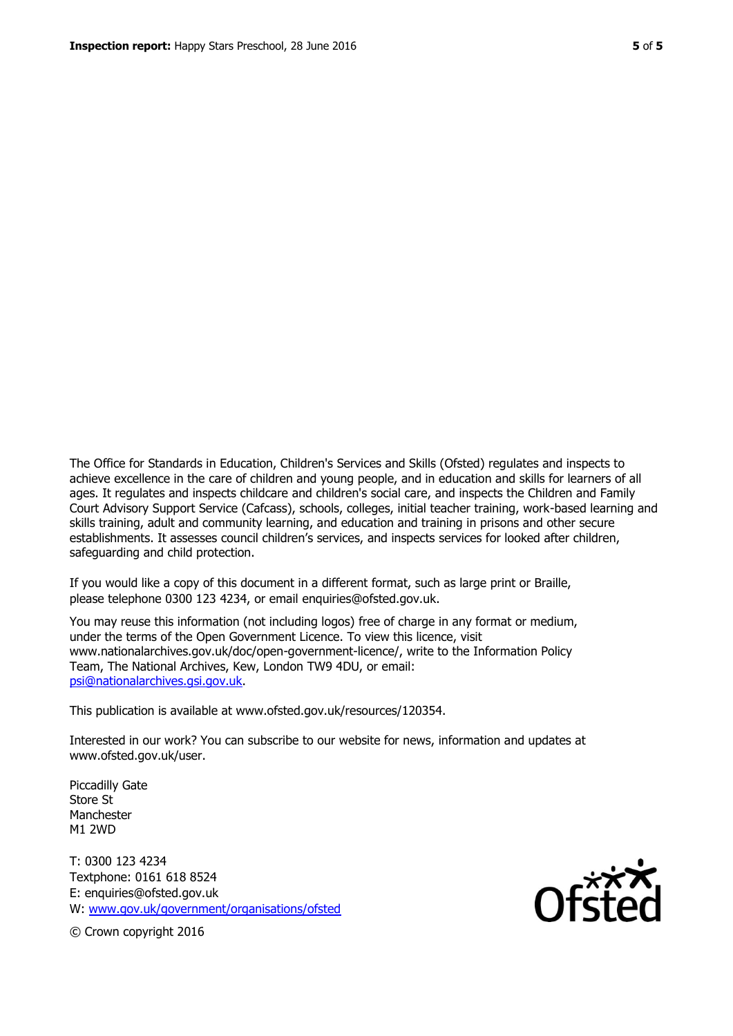The Office for Standards in Education, Children's Services and Skills (Ofsted) regulates and inspects to achieve excellence in the care of children and young people, and in education and skills for learners of all ages. It regulates and inspects childcare and children's social care, and inspects the Children and Family Court Advisory Support Service (Cafcass), schools, colleges, initial teacher training, work-based learning and skills training, adult and community learning, and education and training in prisons and other secure establishments. It assesses council children's services, and inspects services for looked after children, safeguarding and child protection.

If you would like a copy of this document in a different format, such as large print or Braille, please telephone 0300 123 4234, or email enquiries@ofsted.gov.uk.

You may reuse this information (not including logos) free of charge in any format or medium, under the terms of the Open Government Licence. To view this licence, visit www.nationalarchives.gov.uk/doc/open-government-licence/, write to the Information Policy Team, The National Archives, Kew, London TW9 4DU, or email: psi@nationalarchives.gsi.gov.uk.

This publication is available at www.ofsted.gov.uk/resources/120354.

Interested in our work? You can subscribe to our website for news, information and updates at www.ofsted.gov.uk/user.

Piccadilly Gate
Store St
Manchester
M1 2WD

T: 0300 123 4234
Textphone: 0161 618 8524
E: enquiries@ofsted.gov.uk
W: www.gov.uk/government/organisations/ofsted

© Crown copyright 2016